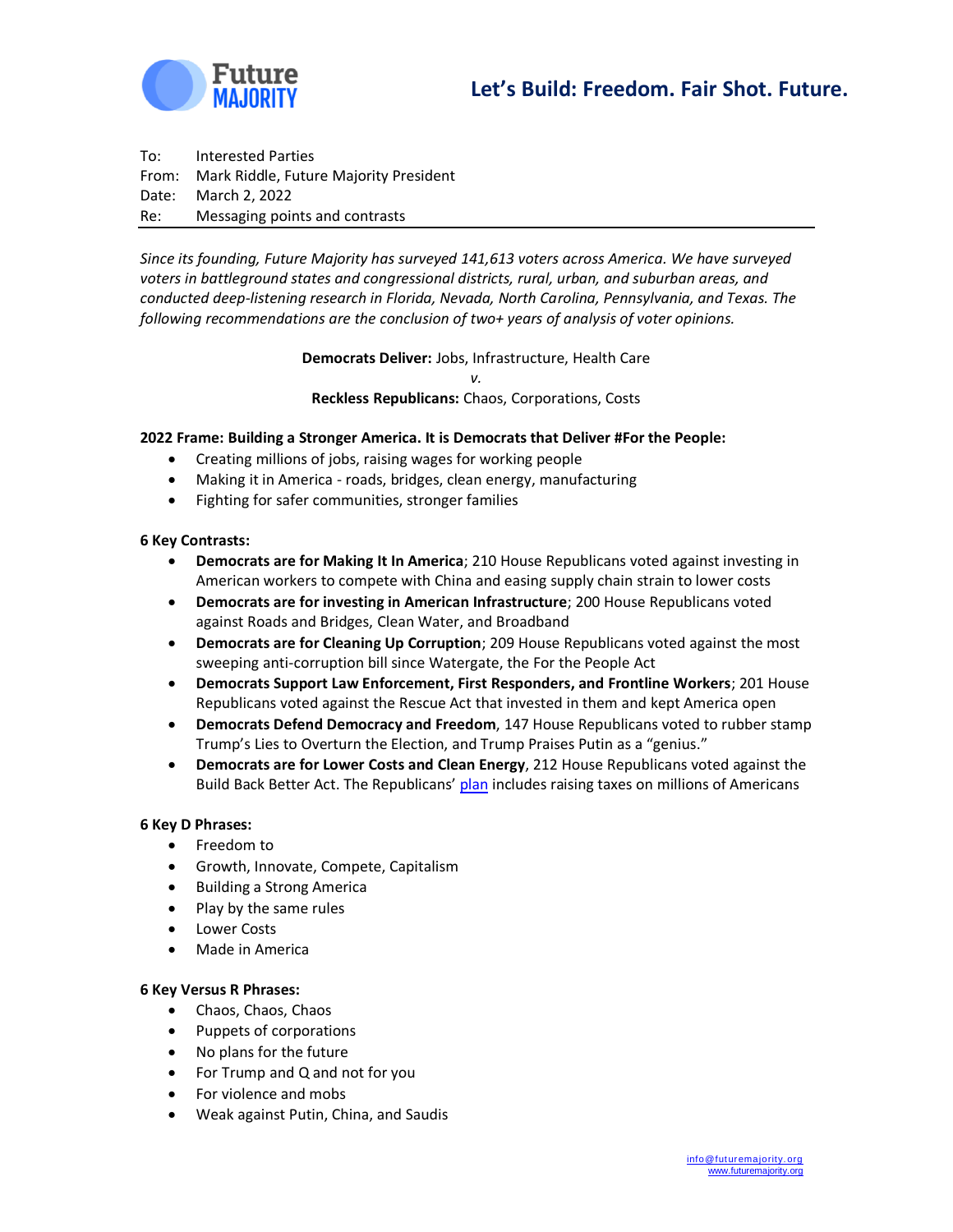Future MAJORITY

**Let's Build: Freedom. Fair Shot. Future.**

To: Interested Parties
From: Mark Riddle, Future Majority President
Date: March 2, 2022
Re: Messaging points and contrasts

*Since its founding, Future Majority has surveyed 141,613 voters across America. We have surveyed voters in battleground states and congressional districts, rural, urban, and suburban areas, and conducted deep-listening research in Florida, Nevada, North Carolina, Pennsylvania, and Texas. The following recommendations are the conclusion of two+ years of analysis of voter opinions.*

**Democrats Deliver:** Jobs, Infrastructure, Health Care

*v.*

**Reckless Republicans:** Chaos, Corporations, Costs

**2022 Frame: Building a Stronger America. It is Democrats that Deliver #For the People:**

- Creating millions of jobs, raising wages for working people
- Making it in America - roads, bridges, clean energy, manufacturing
- Fighting for safer communities, stronger families

**6 Key Contrasts:**

- **Democrats are for Making It In America**; 210 House Republicans voted against investing in American workers to compete with China and easing supply chain strain to lower costs
- **Democrats are for investing in American Infrastructure**; 200 House Republicans voted against Roads and Bridges, Clean Water, and Broadband
- **Democrats are for Cleaning Up Corruption**; 209 House Republicans voted against the most sweeping anti-corruption bill since Watergate, the For the People Act
- **Democrats Support Law Enforcement, First Responders, and Frontline Workers**; 201 House Republicans voted against the Rescue Act that invested in them and kept America open
- **Democrats Defend Democracy and Freedom**, 147 House Republicans voted to rubber stamp Trump's Lies to Overturn the Election, and Trump Praises Putin as a "genius."
- **Democrats are for Lower Costs and Clean Energy**, 212 House Republicans voted against the Build Back Better Act. The Republicans' plan includes raising taxes on millions of Americans

**6 Key D Phrases:**

- Freedom to
- Growth, Innovate, Compete, Capitalism
- Building a Strong America
- Play by the same rules
- Lower Costs
- Made in America

**6 Key Versus R Phrases:**

- Chaos, Chaos, Chaos
- Puppets of corporations
- No plans for the future
- For Trump and Q and not for you
- For violence and mobs
- Weak against Putin, China, and Saudis

info@futuremajority.org
www.futuremajority.org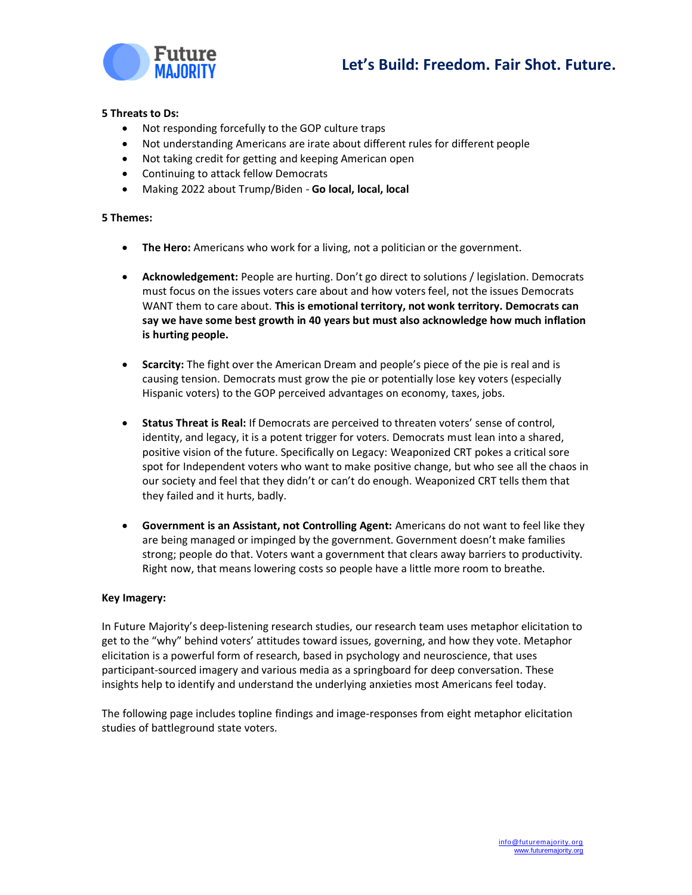**Let's Build: Freedom. Fair Shot. Future.**

**5 Threats to Ds:**

- Not responding forcefully to the GOP culture traps
- Not understanding Americans are irate about different rules for different people
- Not taking credit for getting and keeping American open
- Continuing to attack fellow Democrats
- Making 2022 about Trump/Biden - **Go local, local, local**

**5 Themes:**

- **The Hero:** Americans who work for a living, not a politician or the government.
- **Acknowledgement:** People are hurting. Don't go direct to solutions / legislation. Democrats must focus on the issues voters care about and how voters feel, not the issues Democrats WANT them to care about. **This is emotional territory, not wonk territory. Democrats can say we have some best growth in 40 years but must also acknowledge how much inflation is hurting people.**
- **Scarcity:** The fight over the American Dream and people's piece of the pie is real and is causing tension. Democrats must grow the pie or potentially lose key voters (especially Hispanic voters) to the GOP perceived advantages on economy, taxes, jobs.
- **Status Threat is Real:** If Democrats are perceived to threaten voters' sense of control, identity, and legacy, it is a potent trigger for voters. Democrats must lean into a shared, positive vision of the future. Specifically on Legacy: Weaponized CRT pokes a critical sore spot for Independent voters who want to make positive change, but who see all the chaos in our society and feel that they didn't or can't do enough. Weaponized CRT tells them that they failed and it hurts, badly.
- **Government is an Assistant, not Controlling Agent:** Americans do not want to feel like they are being managed or impinged by the government. Government doesn't make families strong; people do that. Voters want a government that clears away barriers to productivity. Right now, that means lowering costs so people have a little more room to breathe.

**Key Imagery:**

In Future Majority's deep-listening research studies, our research team uses metaphor elicitation to get to the "why" behind voters' attitudes toward issues, governing, and how they vote. Metaphor elicitation is a powerful form of research, based in psychology and neuroscience, that uses participant-sourced imagery and various media as a springboard for deep conversation. These insights help to identify and understand the underlying anxieties most Americans feel today.

The following page includes topline findings and image-responses from eight metaphor elicitation studies of battleground state voters.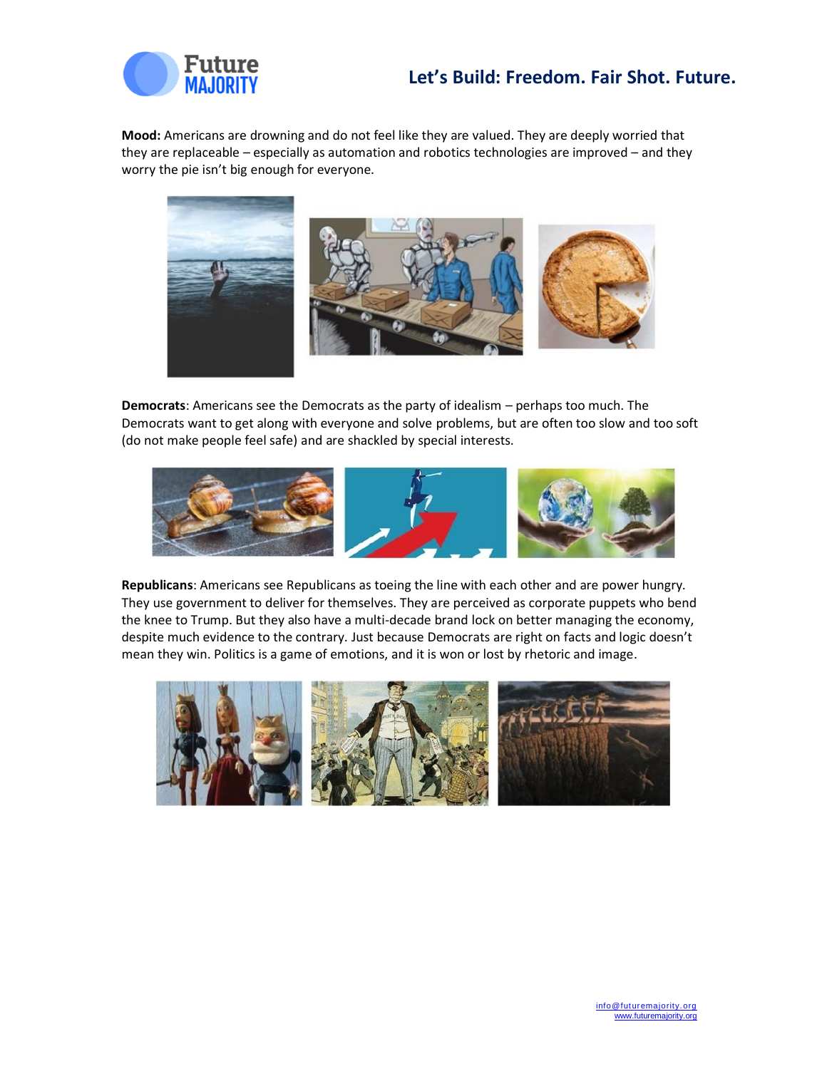**Mood:** Americans are drowning and do not feel like they are valued. They are deeply worried that they are replaceable – especially as automation and robotics technologies are improved – and they worry the pie isn't big enough for everyone.

**Democrats**: Americans see the Democrats as the party of idealism – perhaps too much. The Democrats want to get along with everyone and solve problems, but are often too slow and too soft (do not make people feel safe) and are shackled by special interests.

**Republicans**: Americans see Republicans as toeing the line with each other and are power hungry. They use government to deliver for themselves. They are perceived as corporate puppets who bend the knee to Trump. But they also have a multi-decade brand lock on better managing the economy, despite much evidence to the contrary. Just because Democrats are right on facts and logic doesn't mean they win. Politics is a game of emotions, and it is won or lost by rhetoric and image.